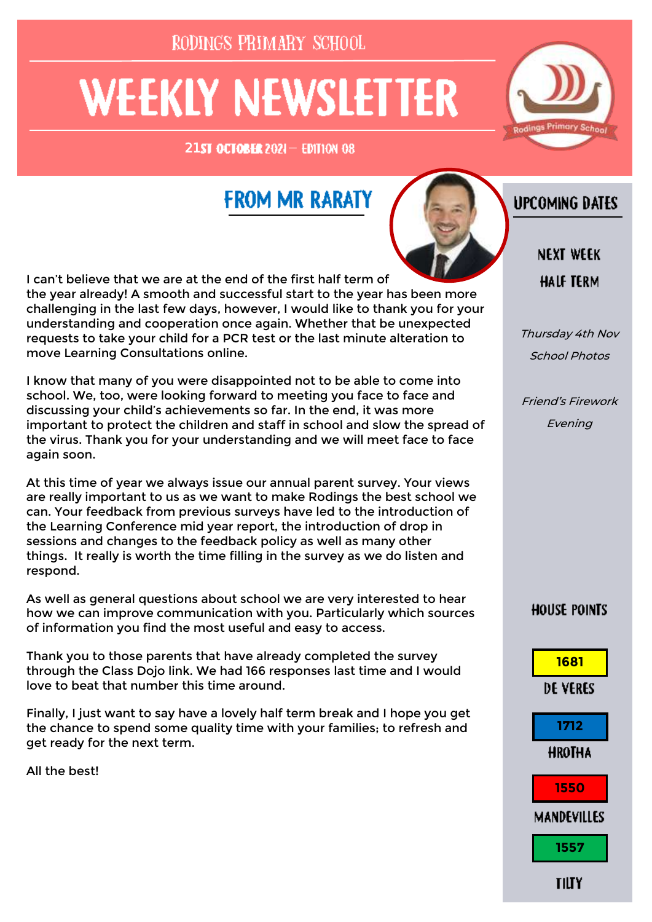Rodings Primary School

# WEEKLY NEWSLETTER

21st October 2021 – Edition 08

## FROM MR RARATY

I can't believe that we are at the end of the first half term of the year already! A smooth and successful start to the year has been more challenging in the last few days, however, I would like to thank you for your understanding and cooperation once again. Whether that be unexpected requests to take your child for a PCR test or the last minute alteration to move Learning Consultations online.

I know that many of you were disappointed not to be able to come into school. We, too, were looking forward to meeting you face to face and discussing your child's achievements so far. In the end, it was more important to protect the children and staff in school and slow the spread of the virus. Thank you for your understanding and we will meet face to face again soon.

At this time of year we always issue our annual parent survey. Your views are really important to us as we want to make Rodings the best school we can. Your feedback from previous surveys have led to the introduction of the Learning Conference mid year report, the introduction of drop in sessions and changes to the feedback policy as well as many other things. It really is worth the time filling in the survey as we do listen and respond.

As well as general questions about school we are very interested to hear how we can improve communication with you. Particularly which sources of information you find the most useful and easy to access.

Thank you to those parents that have already completed the survey through the Class Dojo link. We had 166 responses last time and I would love to beat that number this time around.

Finally, I just want to say have a lovely half term break and I hope you get the chance to spend some quality time with your families; to refresh and get ready for the next term.

All the best!

## UPCOMING DATES

**NEXT WEEK**
**HALF TERM**

*Thursday 4th Nov*
*School Photos*

*Friend's Firework Evening*

## HOUSE POINTS

| House | Points |
|---|---|
| DE VERES | 1681 |
| HROTHA | 1712 |
| MANDEVILLES | 1550 |
| TILTY | 1557 |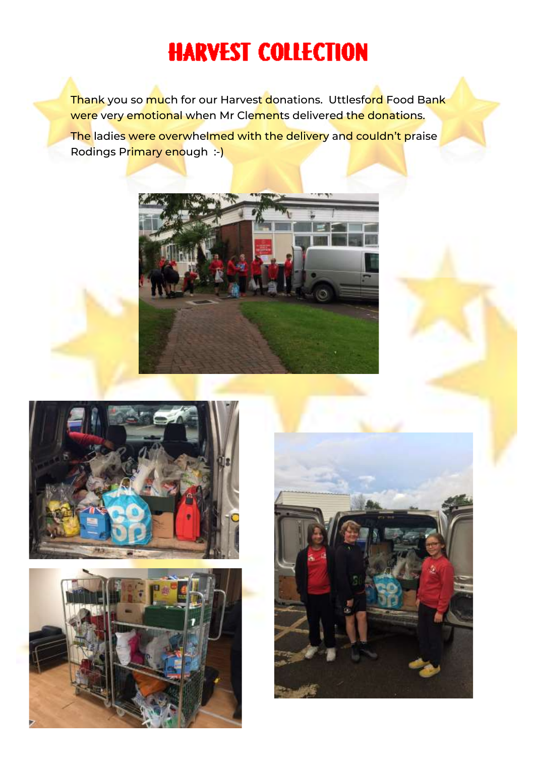# HARVEST COLLECTION

Thank you so much for our Harvest donations. Uttlesford Food Bank were very emotional when Mr Clements delivered the donations.

The ladies were overwhelmed with the delivery and couldn't praise Rodings Primary enough :-)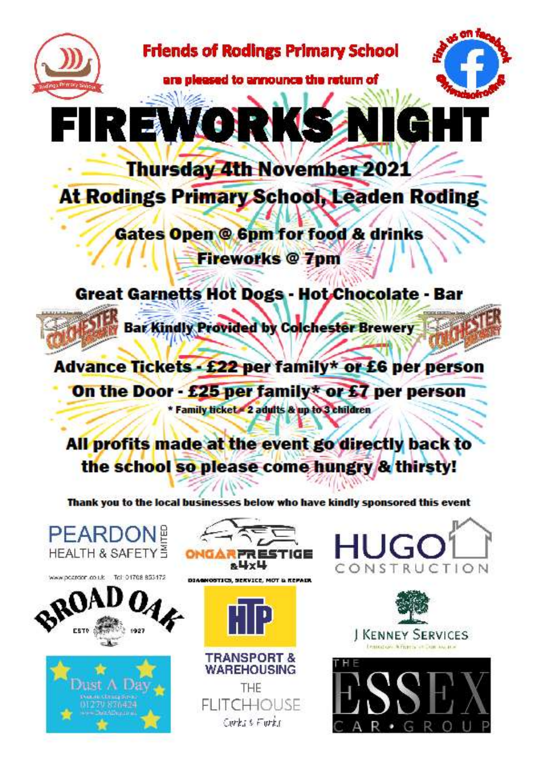Friends of Rodings Primary School

are pleased to announce the return of

# FIREWORKS NIGHT

## Thursday 4th November 2021

## At Rodings Primary School, Leaden Roding

**Gates Open @ 6pm for food & drinks**

**Fireworks @ 7pm**

**Great Garnetts Hot Dogs - Hot Chocolate - Bar**

**Bar Kindly Provided by Colchester Brewery**

**Advance Tickets - £22 per family* or £6 per person**

**On the Door - £25 per family* or £7 per person**

* Family ticket = 2 adults & up to 3 children

**All profits made at the event go directly back to the school so please come hungry & thirsty!**

**Thank you to the local businesses below who have kindly sponsored this event**

PEARDON HEALTH & SAFETY LIMITED
www.peardon.co.uk Tel: 01708 853172

ONGAR PRESTIGE & 4x4
DIAGNOSTICS, SERVICE, MOT & REPAIR

HUGO CONSTRUCTION

BROAD OAK ESTD 1927

HTP TRANSPORT & WAREHOUSING

J KENNEY SERVICES

Dust A Day
01279 876424

THE FLITCH HOUSE
Corks & Forks

THE ESSEX CAR GROUP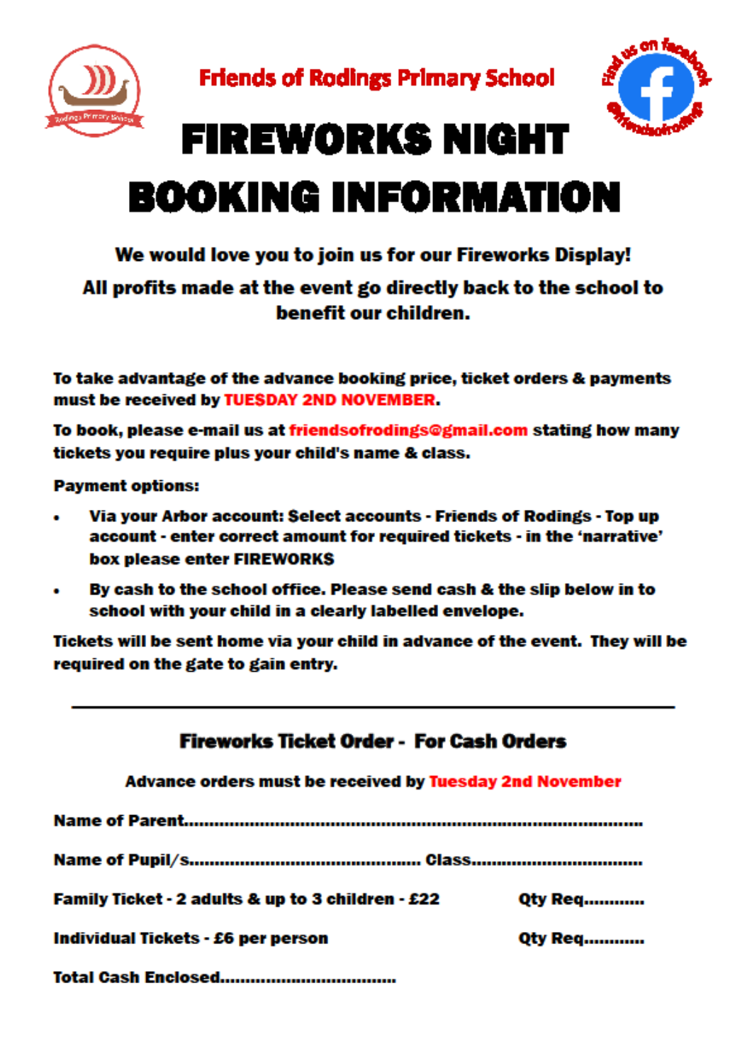## Friends of Rodings Primary School

Find us on facebook @friendsofrodings

# FIREWORKS NIGHT BOOKING INFORMATION

**We would love you to join us for our Fireworks Display!**

**All profits made at the event go directly back to the school to benefit our children.**

**To take advantage of the advance booking price, ticket orders & payments must be received by TUESDAY 2ND NOVEMBER.**

**To book, please e-mail us at friendsofrodings@gmail.com stating how many tickets you require plus your child's name & class.**

**Payment options:**

- **Via your Arbor account: Select accounts - Friends of Rodings - Top up account - enter correct amount for required tickets - in the 'narrative' box please enter FIREWORKS**
- **By cash to the school office. Please send cash & the slip below in to school with your child in a clearly labelled envelope.**

**Tickets will be sent home via your child in advance of the event. They will be required on the gate to gain entry.**

---

### Fireworks Ticket Order - For Cash Orders

**Advance orders must be received by Tuesday 2nd November**

**Name of Parent**.................................................................................................

**Name of Pupil/s**.............................................. **Class**.................................

**Family Ticket - 2 adults & up to 3 children - £22** **Qty Req**............

**Individual Tickets - £6 per person** **Qty Req**............

**Total Cash Enclosed**..................................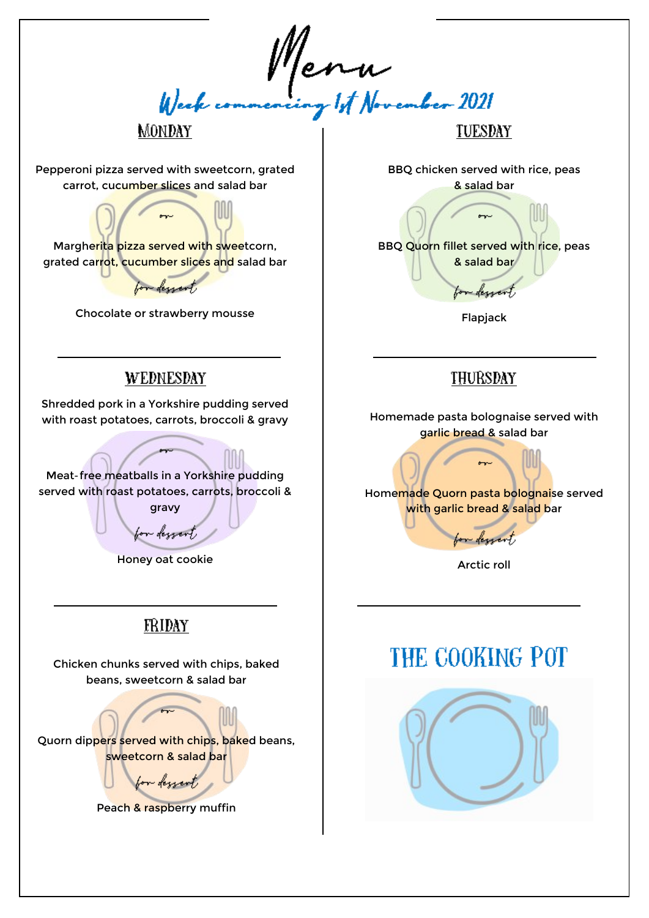# Menu

## Week commencing 1st November 2021

### MONDAY

Pepperoni pizza served with sweetcorn, grated carrot, cucumber slices and salad bar

*or*

Margherita pizza served with sweetcorn, grated carrot, cucumber slices and salad bar

*for dessert*

Chocolate or strawberry mousse

### TUESDAY

BBQ chicken served with rice, peas & salad bar

*or*

BBQ Quorn fillet served with rice, peas & salad bar

*for dessert*

Flapjack

### WEDNESDAY

Shredded pork in a Yorkshire pudding served with roast potatoes, carrots, broccoli & gravy

*or*

Meat-free meatballs in a Yorkshire pudding served with roast potatoes, carrots, broccoli & gravy

*for dessert*

Honey oat cookie

### THURSDAY

Homemade pasta bolognaise served with garlic bread & salad bar

*or*

Homemade Quorn pasta bolognaise served with garlic bread & salad bar

*for dessert*

Arctic roll

### FRIDAY

Chicken chunks served with chips, baked beans, sweetcorn & salad bar

*or*

Quorn dippers served with chips, baked beans, sweetcorn & salad bar

*for dessert*

Peach & raspberry muffin

## THE COOKING POT